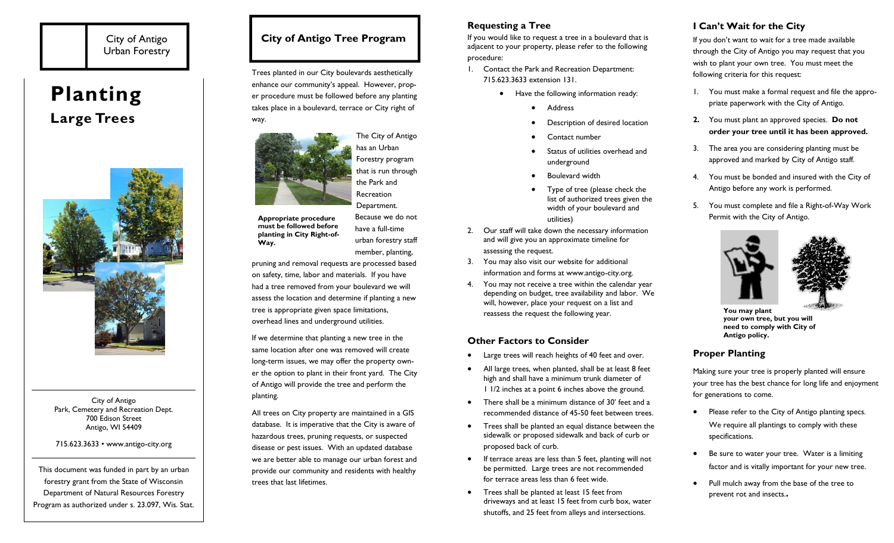City of Antigo
Urban Forestry

# Planting

## Large Trees

City of Antigo
Park, Cemetery and Recreation Dept.
700 Edison Street
Antigo, WI 54409

715.623.3633 • www.antigo-city.org

This document was funded in part by an urban forestry grant from the State of Wisconsin Department of Natural Resources Forestry Program as authorized under s. 23.097, Wis. Stat.

## City of Antigo Tree Program

Trees planted in our City boulevards aesthetically enhance our community's appeal. However, proper procedure must be followed before any planting takes place in a boulevard, terrace or City right of way.

The City of Antigo has an Urban Forestry program that is run through the Park and Recreation Department. Because we do not have a full-time urban forestry staff member, planting, pruning and removal requests are processed based on safety, time, labor and materials. If you have had a tree removed from your boulevard we will assess the location and determine if planting a new tree is appropriate given space limitations, overhead lines and underground utilities.

**Appropriate procedure must be followed before planting in City Right-of-Way.**

If we determine that planting a new tree in the same location after one was removed will create long-term issues, we may offer the property owner the option to plant in their front yard. The City of Antigo will provide the tree and perform the planting.

All trees on City property are maintained in a GIS database. It is imperative that the City is aware of hazardous trees, pruning requests, or suspected disease or pest issues. With an updated database we are better able to manage our urban forest and provide our community and residents with healthy trees that last lifetimes.

### Requesting a Tree

If you would like to request a tree in a boulevard that is adjacent to your property, please refer to the following procedure:

1. Contact the Park and Recreation Department: 715.623.3633 extension 131.
   - Have the following information ready:
     - Address
     - Description of desired location
     - Contact number
     - Status of utilities overhead and underground
     - Boulevard width
     - Type of tree (please check the list of authorized trees given the width of your boulevard and utilities)
2. Our staff will take down the necessary information and will give you an approximate timeline for assessing the request.
3. You may also visit our website for additional information and forms at www.antigo-city.org.
4. You may not receive a tree within the calendar year depending on budget, tree availability and labor. We will, however, place your request on a list and reassess the request the following year.

### Other Factors to Consider

- Large trees will reach heights of 40 feet and over.
- All large trees, when planted, shall be at least 8 feet high and shall have a minimum trunk diameter of 1 1/2 inches at a point 6 inches above the ground.
- There shall be a minimum distance of 30' feet and a recommended distance of 45-50 feet between trees.
- Trees shall be planted an equal distance between the sidewalk or proposed sidewalk and back of curb or proposed back of curb.
- If terrace areas are less than 5 feet, planting will not be permitted. Large trees are not recommended for terrace areas less than 6 feet wide.
- Trees shall be planted at least 15 feet from driveways and at least 15 feet from curb box, water shutoffs, and 25 feet from alleys and intersections.

### I Can't Wait for the City

If you don't want to wait for a tree made available through the City of Antigo you may request that you wish to plant your own tree. You must meet the following criteria for this request:

1. You must make a formal request and file the appropriate paperwork with the City of Antigo.
2. You must plant an approved species. **Do not order your tree until it has been approved.**
3. The area you are considering planting must be approved and marked by City of Antigo staff.
4. You must be bonded and insured with the City of Antigo before any work is performed.
5. You must complete and file a Right-of-Way Work Permit with the City of Antigo.

**You may plant your own tree, but you will need to comply with City of Antigo policy.**

### Proper Planting

Making sure your tree is properly planted will ensure your tree has the best chance for long life and enjoyment for generations to come.

- Please refer to the City of Antigo planting specs. We require all plantings to comply with these specifications.
- Be sure to water your tree. Water is a limiting factor and is vitally important for your new tree.
- Pull mulch away from the base of the tree to prevent rot and insects.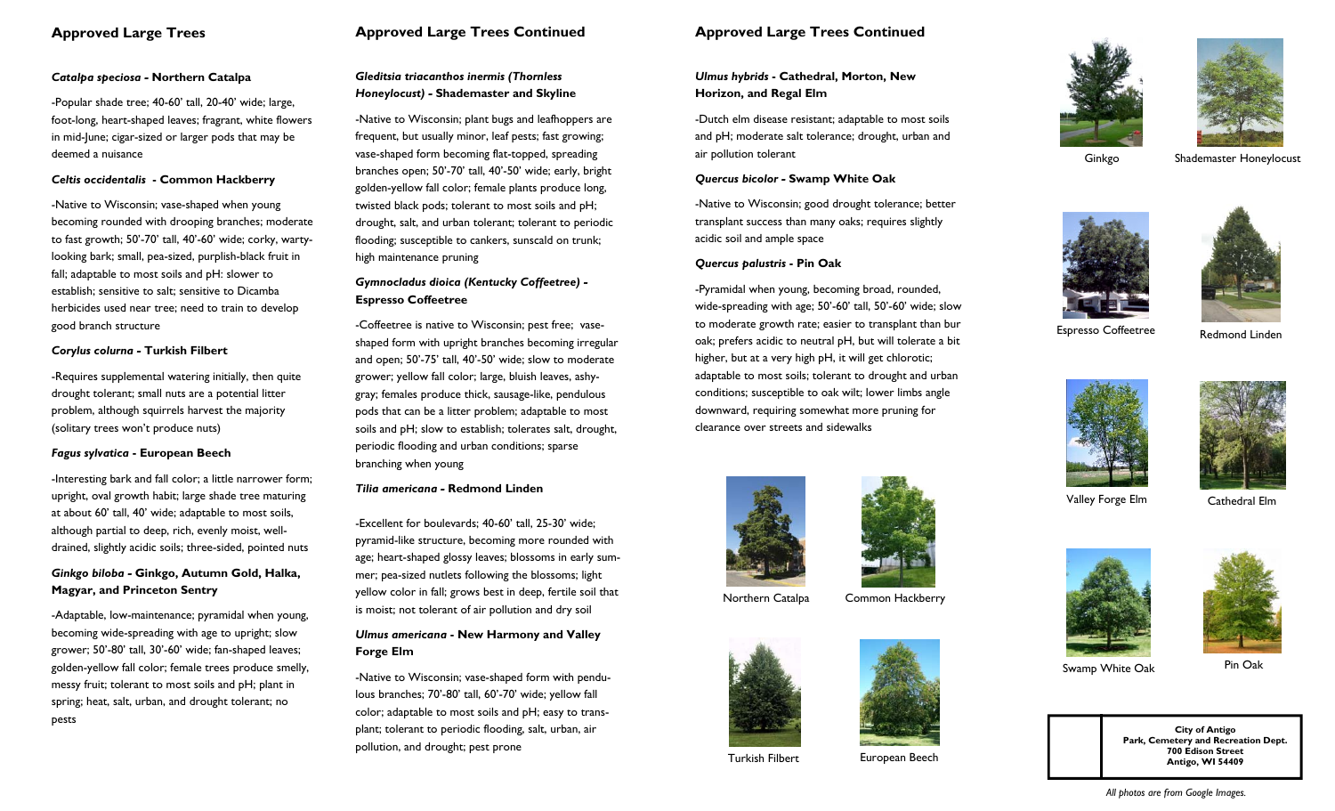## Approved Large Trees

### *Catalpa speciosa* - Northern Catalpa

-Popular shade tree; 40-60' tall, 20-40' wide; large, foot-long, heart-shaped leaves; fragrant, white flowers in mid-June; cigar-sized or larger pods that may be deemed a nuisance

### *Celtis occidentalis* - Common Hackberry

-Native to Wisconsin; vase-shaped when young becoming rounded with drooping branches; moderate to fast growth; 50'-70' tall, 40'-60' wide; corky, warty-looking bark; small, pea-sized, purplish-black fruit in fall; adaptable to most soils and pH: slower to establish; sensitive to salt; sensitive to Dicamba herbicides used near tree; need to train to develop good branch structure

### *Corylus colurna* - Turkish Filbert

-Requires supplemental watering initially, then quite drought tolerant; small nuts are a potential litter problem, although squirrels harvest the majority (solitary trees won't produce nuts)

### *Fagus sylvatica* - European Beech

-Interesting bark and fall color; a little narrower form; upright, oval growth habit; large shade tree maturing at about 60' tall, 40' wide; adaptable to most soils, although partial to deep, rich, evenly moist, well-drained, slightly acidic soils; three-sided, pointed nuts

### *Ginkgo biloba* - Ginkgo, Autumn Gold, Halka, Magyar, and Princeton Sentry

-Adaptable, low-maintenance; pyramidal when young, becoming wide-spreading with age to upright; slow grower; 50'-80' tall, 30'-60' wide; fan-shaped leaves; golden-yellow fall color; female trees produce smelly, messy fruit; tolerant to most soils and pH; plant in spring; heat, salt, urban, and drought tolerant; no pests

## Approved Large Trees Continued

### *Gleditsia triacanthos inermis (Thornless Honeylocust)* - Shademaster and Skyline

-Native to Wisconsin; plant bugs and leafhoppers are frequent, but usually minor, leaf pests; fast growing; vase-shaped form becoming flat-topped, spreading branches open; 50'-70' tall, 40'-50' wide; early, bright golden-yellow fall color; female plants produce long, twisted black pods; tolerant to most soils and pH; drought, salt, and urban tolerant; tolerant to periodic flooding; susceptible to cankers, sunscald on trunk; high maintenance pruning

### *Gymnocladus dioica (Kentucky Coffeetree)* - Espresso Coffeetree

-Coffeetree is native to Wisconsin; pest free; vase-shaped form with upright branches becoming irregular and open; 50'-75' tall, 40'-50' wide; slow to moderate grower; yellow fall color; large, bluish leaves, ashy-gray; females produce thick, sausage-like, pendulous pods that can be a litter problem; adaptable to most soils and pH; slow to establish; tolerates salt, drought, periodic flooding and urban conditions; sparse branching when young

### *Tilia americana* - Redmond Linden

-Excellent for boulevards; 40-60' tall, 25-30' wide; pyramid-like structure, becoming more rounded with age; heart-shaped glossy leaves; blossoms in early summer; pea-sized nutlets following the blossoms; light yellow color in fall; grows best in deep, fertile soil that is moist; not tolerant of air pollution and dry soil

### *Ulmus americana* - New Harmony and Valley Forge Elm

-Native to Wisconsin; vase-shaped form with pendulous branches; 70'-80' tall, 60'-70' wide; yellow fall color; adaptable to most soils and pH; easy to transplant; tolerant to periodic flooding, salt, urban, air pollution, and drought; pest prone

## Approved Large Trees Continued

### *Ulmus hybrids* - Cathedral, Morton, New Horizon, and Regal Elm

-Dutch elm disease resistant; adaptable to most soils and pH; moderate salt tolerance; drought, urban and air pollution tolerant

### *Quercus bicolor* - Swamp White Oak

-Native to Wisconsin; good drought tolerance; better transplant success than many oaks; requires slightly acidic soil and ample space

### *Quercus palustris* - Pin Oak

-Pyramidal when young, becoming broad, rounded, wide-spreading with age; 50'-60' tall, 50'-60' wide; slow to moderate growth rate; easier to transplant than bur oak; prefers acidic to neutral pH, but will tolerate a bit higher, but at a very high pH, it will get chlorotic; adaptable to most soils; tolerant to drought and urban conditions; susceptible to oak wilt; lower limbs angle downward, requiring somewhat more pruning for clearance over streets and sidewalks

Northern Catalpa

Common Hackberry

Turkish Filbert

European Beech

Ginkgo

Shademaster Honeylocust

Espresso Coffeetree

Redmond Linden

Valley Forge Elm

Cathedral Elm

Swamp White Oak

Pin Oak

**City of Antigo**
**Park, Cemetery and Recreation Dept.**
**700 Edison Street**
**Antigo, WI 54409**

*All photos are from Google Images.*